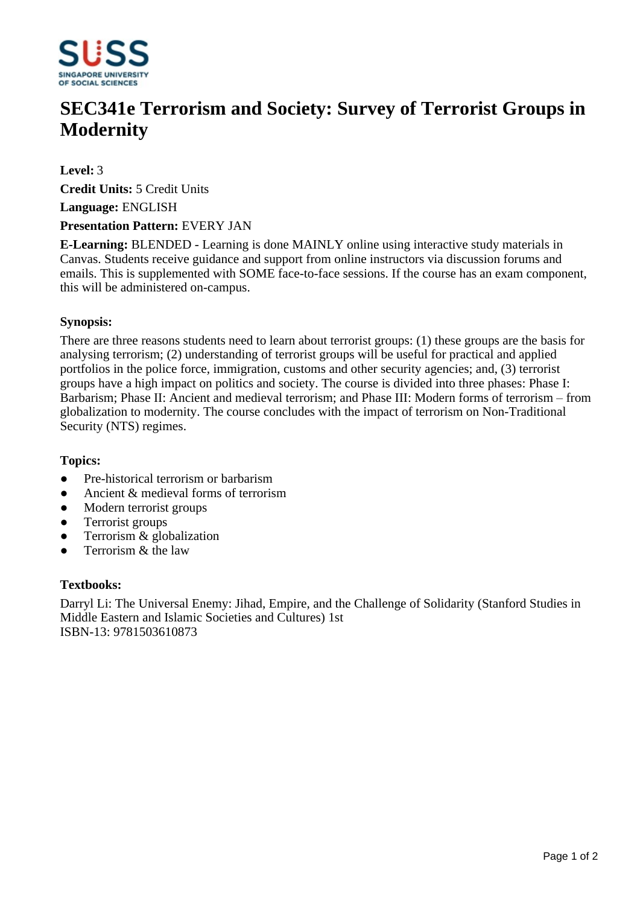# SEC341e Terrorism and Society: Survey of Terrorist Groups in Modernity

**Level:** 3

**Credit Units:** 5 Credit Units

**Language:** ENGLISH

**Presentation Pattern:** EVERY JAN

**E-Learning:** BLENDED - Learning is done MAINLY online using interactive study materials in Canvas. Students receive guidance and support from online instructors via discussion forums and emails. This is supplemented with SOME face-to-face sessions. If the course has an exam component, this will be administered on-campus.

### Synopsis:

There are three reasons students need to learn about terrorist groups: (1) these groups are the basis for analysing terrorism; (2) understanding of terrorist groups will be useful for practical and applied portfolios in the police force, immigration, customs and other security agencies; and, (3) terrorist groups have a high impact on politics and society. The course is divided into three phases: Phase I: Barbarism; Phase II: Ancient and medieval terrorism; and Phase III: Modern forms of terrorism – from globalization to modernity. The course concludes with the impact of terrorism on Non-Traditional Security (NTS) regimes.

### Topics:

- Pre-historical terrorism or barbarism
- Ancient & medieval forms of terrorism
- Modern terrorist groups
- Terrorist groups
- Terrorism & globalization
- Terrorism & the law

### Textbooks:

Darryl Li: The Universal Enemy: Jihad, Empire, and the Challenge of Solidarity (Stanford Studies in Middle Eastern and Islamic Societies and Cultures) 1st
ISBN-13: 9781503610873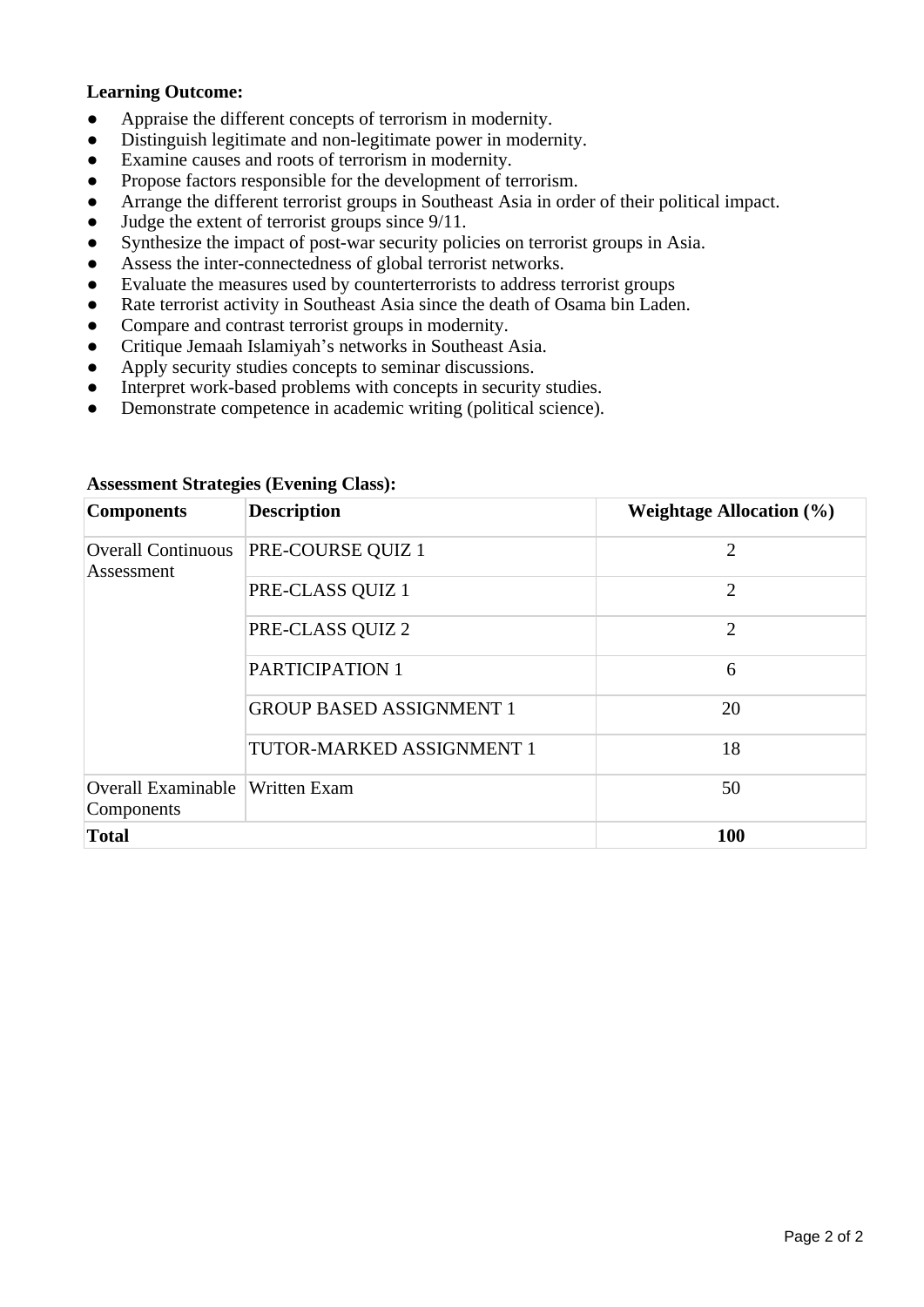**Learning Outcome:**

- Appraise the different concepts of terrorism in modernity.
- Distinguish legitimate and non-legitimate power in modernity.
- Examine causes and roots of terrorism in modernity.
- Propose factors responsible for the development of terrorism.
- Arrange the different terrorist groups in Southeast Asia in order of their political impact.
- Judge the extent of terrorist groups since 9/11.
- Synthesize the impact of post-war security policies on terrorist groups in Asia.
- Assess the inter-connectedness of global terrorist networks.
- Evaluate the measures used by counterterrorists to address terrorist groups
- Rate terrorist activity in Southeast Asia since the death of Osama bin Laden.
- Compare and contrast terrorist groups in modernity.
- Critique Jemaah Islamiyah's networks in Southeast Asia.
- Apply security studies concepts to seminar discussions.
- Interpret work-based problems with concepts in security studies.
- Demonstrate competence in academic writing (political science).

**Assessment Strategies (Evening Class):**

| Components | Description | Weightage Allocation (%) |
|---|---|---|
| Overall Continuous Assessment | PRE-COURSE QUIZ 1 | 2 |
| | PRE-CLASS QUIZ 1 | 2 |
| | PRE-CLASS QUIZ 2 | 2 |
| | PARTICIPATION 1 | 6 |
| | GROUP BASED ASSIGNMENT 1 | 20 |
| | TUTOR-MARKED ASSIGNMENT 1 | 18 |
| Overall Examinable Components | Written Exam | 50 |
| **Total** | | **100** |